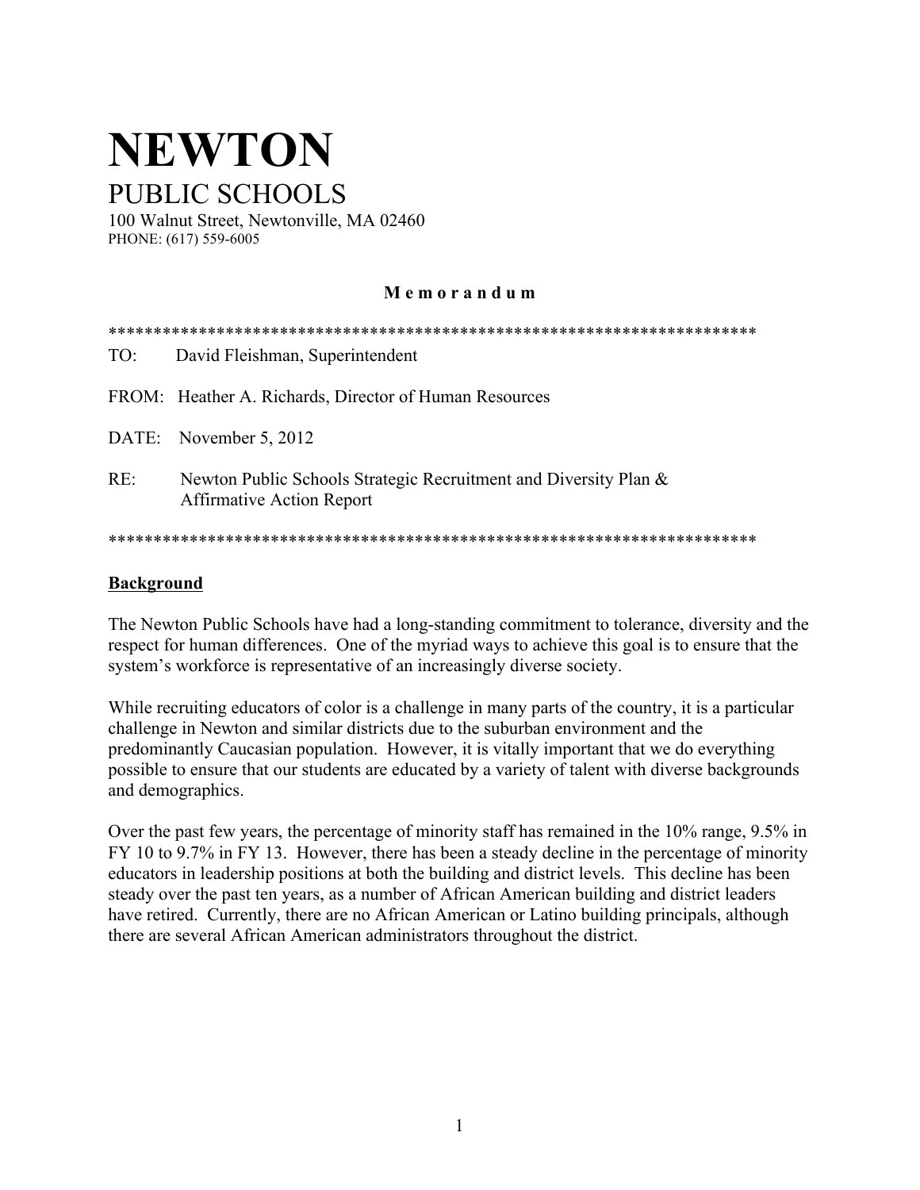# NEWTON

PUBLIC SCHOOLS

100 Walnut Street, Newtonville, MA 02460
PHONE: (617) 559-6005

**M e m o r a n d u m**

***************************************************************************

TO: David Fleishman, Superintendent

FROM: Heather A. Richards, Director of Human Resources

DATE: November 5, 2012

RE: Newton Public Schools Strategic Recruitment and Diversity Plan & Affirmative Action Report

***************************************************************************

**Background**

The Newton Public Schools have had a long-standing commitment to tolerance, diversity and the respect for human differences. One of the myriad ways to achieve this goal is to ensure that the system's workforce is representative of an increasingly diverse society.

While recruiting educators of color is a challenge in many parts of the country, it is a particular challenge in Newton and similar districts due to the suburban environment and the predominantly Caucasian population. However, it is vitally important that we do everything possible to ensure that our students are educated by a variety of talent with diverse backgrounds and demographics.

Over the past few years, the percentage of minority staff has remained in the 10% range, 9.5% in FY 10 to 9.7% in FY 13. However, there has been a steady decline in the percentage of minority educators in leadership positions at both the building and district levels. This decline has been steady over the past ten years, as a number of African American building and district leaders have retired. Currently, there are no African American or Latino building principals, although there are several African American administrators throughout the district.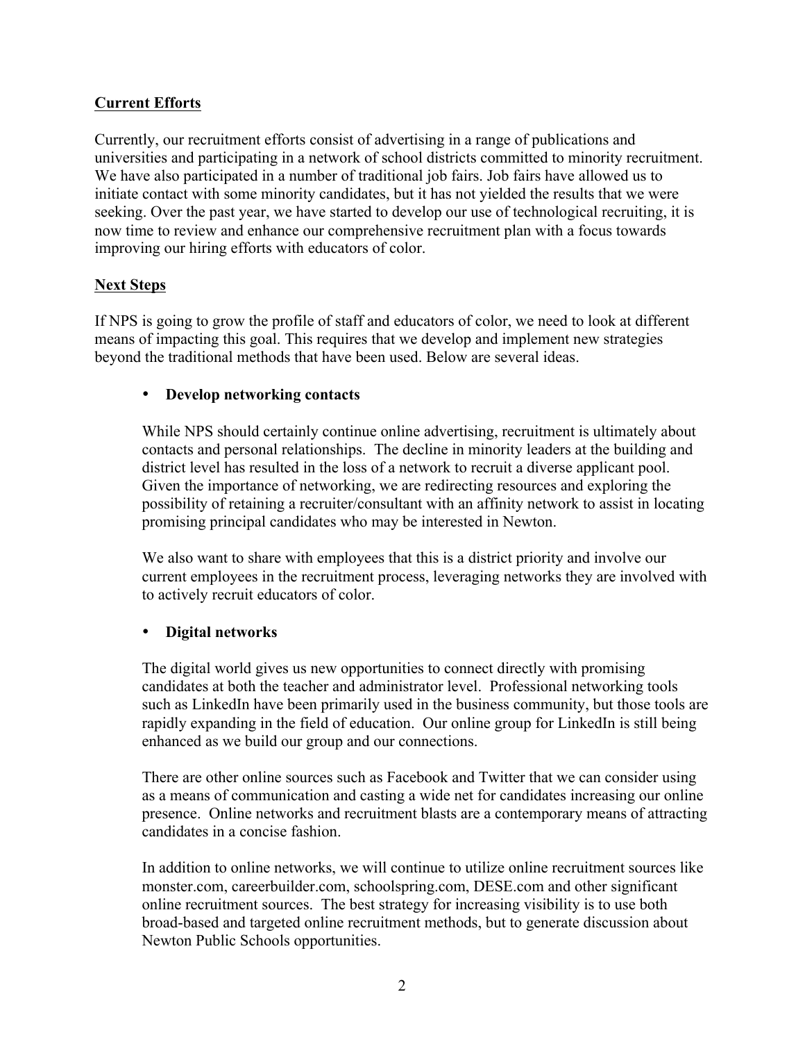## Current Efforts

Currently, our recruitment efforts consist of advertising in a range of publications and universities and participating in a network of school districts committed to minority recruitment. We have also participated in a number of traditional job fairs. Job fairs have allowed us to initiate contact with some minority candidates, but it has not yielded the results that we were seeking. Over the past year, we have started to develop our use of technological recruiting, it is now time to review and enhance our comprehensive recruitment plan with a focus towards improving our hiring efforts with educators of color.

## Next Steps

If NPS is going to grow the profile of staff and educators of color, we need to look at different means of impacting this goal. This requires that we develop and implement new strategies beyond the traditional methods that have been used. Below are several ideas.

- **Develop networking contacts**

  While NPS should certainly continue online advertising, recruitment is ultimately about contacts and personal relationships. The decline in minority leaders at the building and district level has resulted in the loss of a network to recruit a diverse applicant pool. Given the importance of networking, we are redirecting resources and exploring the possibility of retaining a recruiter/consultant with an affinity network to assist in locating promising principal candidates who may be interested in Newton.

  We also want to share with employees that this is a district priority and involve our current employees in the recruitment process, leveraging networks they are involved with to actively recruit educators of color.

- **Digital networks**

  The digital world gives us new opportunities to connect directly with promising candidates at both the teacher and administrator level. Professional networking tools such as LinkedIn have been primarily used in the business community, but those tools are rapidly expanding in the field of education. Our online group for LinkedIn is still being enhanced as we build our group and our connections.

  There are other online sources such as Facebook and Twitter that we can consider using as a means of communication and casting a wide net for candidates increasing our online presence. Online networks and recruitment blasts are a contemporary means of attracting candidates in a concise fashion.

  In addition to online networks, we will continue to utilize online recruitment sources like monster.com, careerbuilder.com, schoolspring.com, DESE.com and other significant online recruitment sources. The best strategy for increasing visibility is to use both broad-based and targeted online recruitment methods, but to generate discussion about Newton Public Schools opportunities.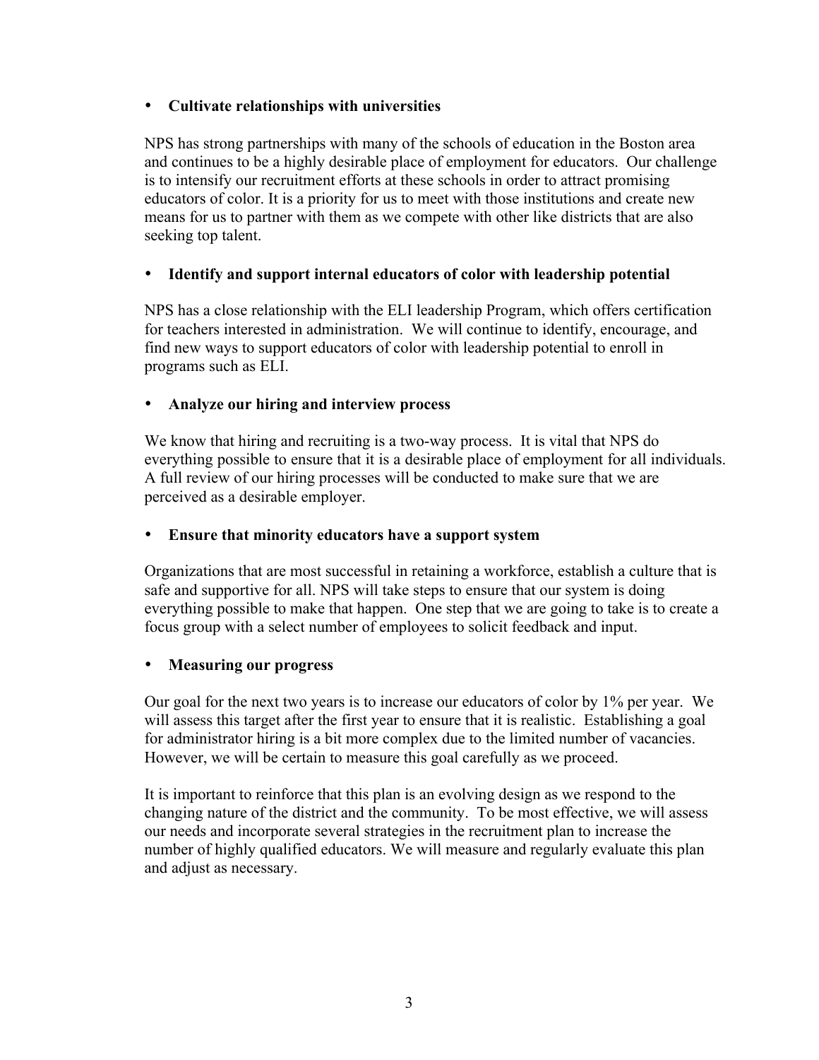- **Cultivate relationships with universities**

NPS has strong partnerships with many of the schools of education in the Boston area and continues to be a highly desirable place of employment for educators. Our challenge is to intensify our recruitment efforts at these schools in order to attract promising educators of color. It is a priority for us to meet with those institutions and create new means for us to partner with them as we compete with other like districts that are also seeking top talent.

- **Identify and support internal educators of color with leadership potential**

NPS has a close relationship with the ELI leadership Program, which offers certification for teachers interested in administration. We will continue to identify, encourage, and find new ways to support educators of color with leadership potential to enroll in programs such as ELI.

- **Analyze our hiring and interview process**

We know that hiring and recruiting is a two-way process. It is vital that NPS do everything possible to ensure that it is a desirable place of employment for all individuals. A full review of our hiring processes will be conducted to make sure that we are perceived as a desirable employer.

- **Ensure that minority educators have a support system**

Organizations that are most successful in retaining a workforce, establish a culture that is safe and supportive for all. NPS will take steps to ensure that our system is doing everything possible to make that happen. One step that we are going to take is to create a focus group with a select number of employees to solicit feedback and input.

- **Measuring our progress**

Our goal for the next two years is to increase our educators of color by 1% per year. We will assess this target after the first year to ensure that it is realistic. Establishing a goal for administrator hiring is a bit more complex due to the limited number of vacancies. However, we will be certain to measure this goal carefully as we proceed.

It is important to reinforce that this plan is an evolving design as we respond to the changing nature of the district and the community. To be most effective, we will assess our needs and incorporate several strategies in the recruitment plan to increase the number of highly qualified educators. We will measure and regularly evaluate this plan and adjust as necessary.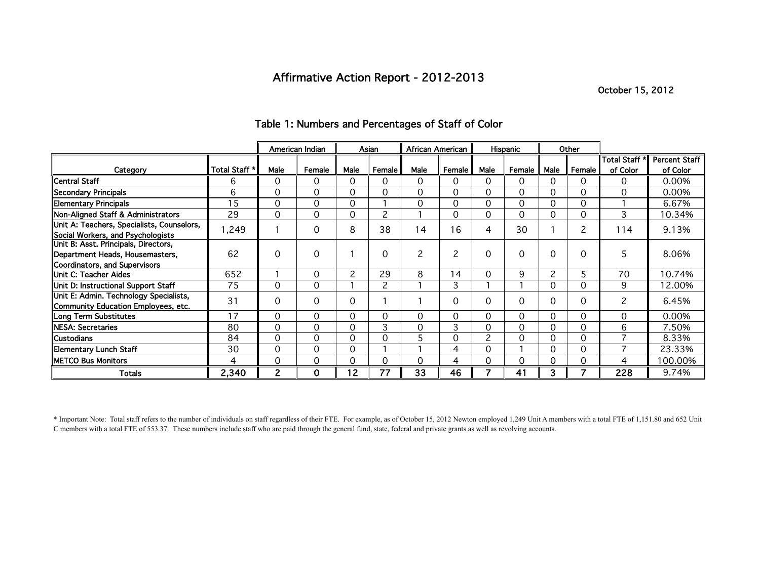# Affirmative Action Report - 2012-2013

October 15, 2012

## Table 1: Numbers and Percentages of Staff of Color

| | | American Indian | | Asian | | African American | | Hispanic | | Other | | | |
|---|---|---|---|---|---|---|---|---|---|---|---|---|---|
| Category | Total Staff * | Male | Female | Male | Female | Male | Female | Male | Female | Male | Female | Total Staff * of Color | Percent Staff of Color |
| Central Staff | 6 | 0 | 0 | 0 | 0 | 0 | 0 | 0 | 0 | 0 | 0 | 0 | 0.00% |
| Secondary Principals | 6 | 0 | 0 | 0 | 0 | 0 | 0 | 0 | 0 | 0 | 0 | 0 | 0.00% |
| Elementary Principals | 15 | 0 | 0 | 0 | 1 | 0 | 0 | 0 | 0 | 0 | 0 | 1 | 6.67% |
| Non-Aligned Staff & Administrators | 29 | 0 | 0 | 0 | 2 | 1 | 0 | 0 | 0 | 0 | 0 | 3 | 10.34% |
| Unit A: Teachers, Specialists, Counselors, Social Workers, and Psychologists | 1,249 | 1 | 0 | 8 | 38 | 14 | 16 | 4 | 30 | 1 | 2 | 114 | 9.13% |
| Unit B: Asst. Principals, Directors, Department Heads, Housemasters, Coordinators, and Supervisors | 62 | 0 | 0 | 1 | 0 | 2 | 2 | 0 | 0 | 0 | 0 | 5 | 8.06% |
| Unit C: Teacher Aides | 652 | 1 | 0 | 2 | 29 | 8 | 14 | 0 | 9 | 2 | 5 | 70 | 10.74% |
| Unit D: Instructional Support Staff | 75 | 0 | 0 | 1 | 2 | 1 | 3 | 1 | 1 | 0 | 0 | 9 | 12.00% |
| Unit E: Admin. Technology Specialists, Community Education Employees, etc. | 31 | 0 | 0 | 0 | 1 | 1 | 0 | 0 | 0 | 0 | 0 | 2 | 6.45% |
| Long Term Substitutes | 17 | 0 | 0 | 0 | 0 | 0 | 0 | 0 | 0 | 0 | 0 | 0 | 0.00% |
| NESA: Secretaries | 80 | 0 | 0 | 0 | 3 | 0 | 3 | 0 | 0 | 0 | 0 | 6 | 7.50% |
| Custodians | 84 | 0 | 0 | 0 | 0 | 5 | 0 | 2 | 0 | 0 | 0 | 7 | 8.33% |
| Elementary Lunch Staff | 30 | 0 | 0 | 0 | 1 | 1 | 4 | 0 | 1 | 0 | 0 | 7 | 23.33% |
| METCO Bus Monitors | 4 | 0 | 0 | 0 | 0 | 0 | 4 | 0 | 0 | 0 | 0 | 4 | 100.00% |
| **Totals** | **2,340** | **2** | **0** | **12** | **77** | **33** | **46** | **7** | **41** | **3** | **7** | **228** | 9.74% |

\* Important Note: Total staff refers to the number of individuals on staff regardless of their FTE. For example, as of October 15, 2012 Newton employed 1,249 Unit A members with a total FTE of 1,151.80 and 652 Unit C members with a total FTE of 553.37. These numbers include staff who are paid through the general fund, state, federal and private grants as well as revolving accounts.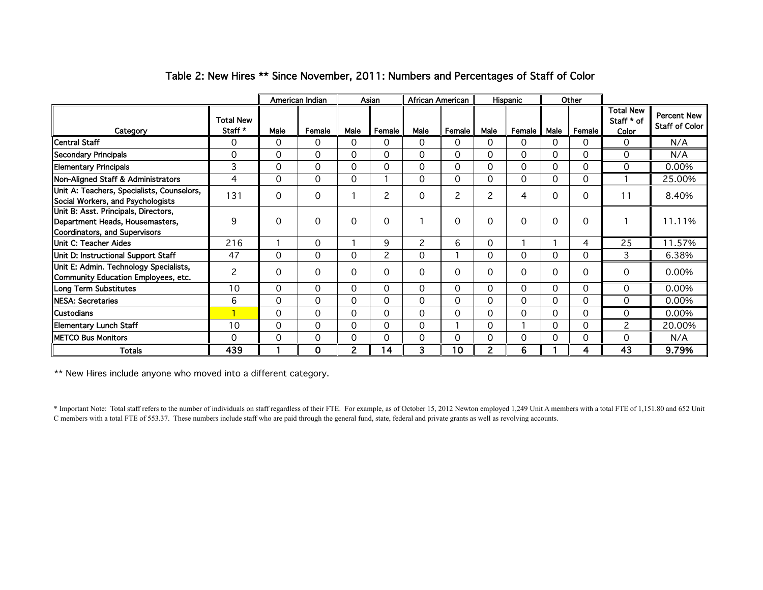## Table 2: New Hires ** Since November, 2011: Numbers and Percentages of Staff of Color

| Category | Total New Staff * | American Indian | | Asian | | African American | | Hispanic | | Other | | Total New Staff * of Color | Percent New Staff of Color |
|---|---|---|---|---|---|---|---|---|---|---|---|---|---|
| | | Male | Female | Male | Female | Male | Female | Male | Female | Male | Female | | |
| Central Staff | 0 | 0 | 0 | 0 | 0 | 0 | 0 | 0 | 0 | 0 | 0 | 0 | N/A |
| Secondary Principals | 0 | 0 | 0 | 0 | 0 | 0 | 0 | 0 | 0 | 0 | 0 | 0 | N/A |
| Elementary Principals | 3 | 0 | 0 | 0 | 0 | 0 | 0 | 0 | 0 | 0 | 0 | 0 | 0.00% |
| Non-Aligned Staff & Administrators | 4 | 0 | 0 | 0 | 1 | 0 | 0 | 0 | 0 | 0 | 0 | 1 | 25.00% |
| Unit A: Teachers, Specialists, Counselors, Social Workers, and Psychologists | 131 | 0 | 0 | 1 | 2 | 0 | 2 | 2 | 4 | 0 | 0 | 11 | 8.40% |
| Unit B: Asst. Principals, Directors, Department Heads, Housemasters, Coordinators, and Supervisors | 9 | 0 | 0 | 0 | 0 | 1 | 0 | 0 | 0 | 0 | 0 | 1 | 11.11% |
| Unit C: Teacher Aides | 216 | 1 | 0 | 1 | 9 | 2 | 6 | 0 | 1 | 1 | 4 | 25 | 11.57% |
| Unit D: Instructional Support Staff | 47 | 0 | 0 | 0 | 2 | 0 | 1 | 0 | 0 | 0 | 0 | 3 | 6.38% |
| Unit E: Admin. Technology Specialists, Community Education Employees, etc. | 2 | 0 | 0 | 0 | 0 | 0 | 0 | 0 | 0 | 0 | 0 | 0 | 0.00% |
| Long Term Substitutes | 10 | 0 | 0 | 0 | 0 | 0 | 0 | 0 | 0 | 0 | 0 | 0 | 0.00% |
| NESA: Secretaries | 6 | 0 | 0 | 0 | 0 | 0 | 0 | 0 | 0 | 0 | 0 | 0 | 0.00% |
| Custodians | 1 | 0 | 0 | 0 | 0 | 0 | 0 | 0 | 0 | 0 | 0 | 0 | 0.00% |
| Elementary Lunch Staff | 10 | 0 | 0 | 0 | 0 | 0 | 1 | 0 | 1 | 0 | 0 | 2 | 20.00% |
| METCO Bus Monitors | 0 | 0 | 0 | 0 | 0 | 0 | 0 | 0 | 0 | 0 | 0 | 0 | N/A |
| **Totals** | **439** | **1** | **0** | **2** | **14** | **3** | **10** | **2** | **6** | **1** | **4** | **43** | **9.79%** |

** New Hires include anyone who moved into a different category.

* Important Note: Total staff refers to the number of individuals on staff regardless of their FTE. For example, as of October 15, 2012 Newton employed 1,249 Unit A members with a total FTE of 1,151.80 and 652 Unit C members with a total FTE of 553.37. These numbers include staff who are paid through the general fund, state, federal and private grants as well as revolving accounts.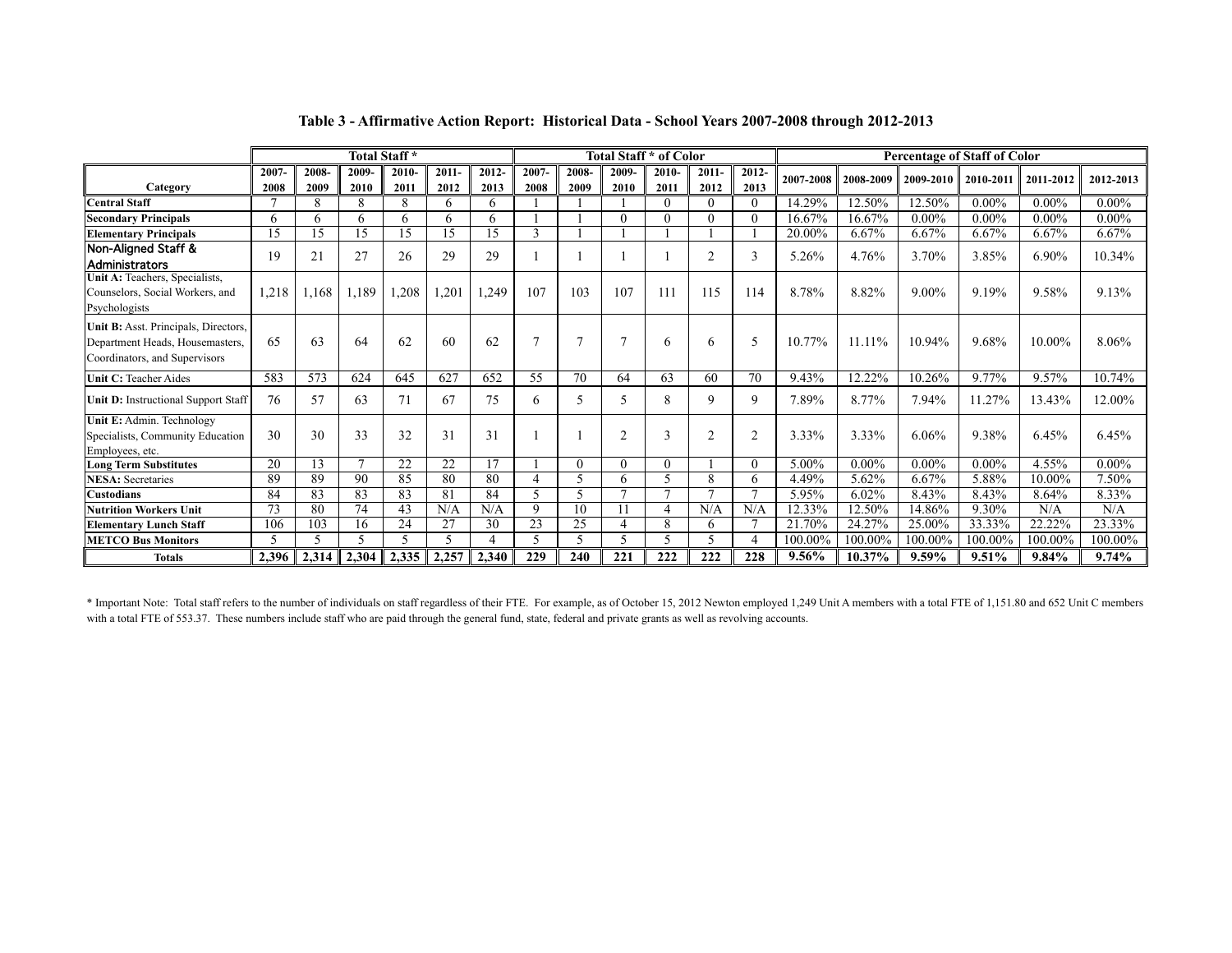## Table 3 - Affirmative Action Report: Historical Data - School Years 2007-2008 through 2012-2013

| | Total Staff * | | | | | | Total Staff * of Color | | | | | | Percentage of Staff of Color | | | | | |
|---|---|---|---|---|---|---|---|---|---|---|---|---|---|---|---|---|---|---|
| Category | 2007-2008 | 2008-2009 | 2009-2010 | 2010-2011 | 2011-2012 | 2012-2013 | 2007-2008 | 2008-2009 | 2009-2010 | 2010-2011 | 2011-2012 | 2012-2013 | 2007-2008 | 2008-2009 | 2009-2010 | 2010-2011 | 2011-2012 | 2012-2013 |
| **Central Staff** | 7 | 8 | 8 | 8 | 6 | 6 | 1 | 1 | 1 | 0 | 0 | 0 | 14.29% | 12.50% | 12.50% | 0.00% | 0.00% | 0.00% |
| **Secondary Principals** | 6 | 6 | 6 | 6 | 6 | 6 | 1 | 1 | 0 | 0 | 0 | 0 | 16.67% | 16.67% | 0.00% | 0.00% | 0.00% | 0.00% |
| **Elementary Principals** | 15 | 15 | 15 | 15 | 15 | 15 | 3 | 1 | 1 | 1 | 1 | 1 | 20.00% | 6.67% | 6.67% | 6.67% | 6.67% | 6.67% |
| **Non-Aligned Staff & Administrators** | 19 | 21 | 27 | 26 | 29 | 29 | 1 | 1 | 1 | 1 | 2 | 3 | 5.26% | 4.76% | 3.70% | 3.85% | 6.90% | 10.34% |
| **Unit A:** Teachers, Specialists, Counselors, Social Workers, and Psychologists | 1,218 | 1,168 | 1,189 | 1,208 | 1,201 | 1,249 | 107 | 103 | 107 | 111 | 115 | 114 | 8.78% | 8.82% | 9.00% | 9.19% | 9.58% | 9.13% |
| **Unit B:** Asst. Principals, Directors, Department Heads, Housemasters, Coordinators, and Supervisors | 65 | 63 | 64 | 62 | 60 | 62 | 7 | 7 | 7 | 6 | 6 | 5 | 10.77% | 11.11% | 10.94% | 9.68% | 10.00% | 8.06% |
| **Unit C:** Teacher Aides | 583 | 573 | 624 | 645 | 627 | 652 | 55 | 70 | 64 | 63 | 60 | 70 | 9.43% | 12.22% | 10.26% | 9.77% | 9.57% | 10.74% |
| **Unit D:** Instructional Support Staff | 76 | 57 | 63 | 71 | 67 | 75 | 6 | 5 | 5 | 8 | 9 | 9 | 7.89% | 8.77% | 7.94% | 11.27% | 13.43% | 12.00% |
| **Unit E:** Admin. Technology Specialists, Community Education Employees, etc. | 30 | 30 | 33 | 32 | 31 | 31 | 1 | 1 | 2 | 3 | 2 | 2 | 3.33% | 3.33% | 6.06% | 9.38% | 6.45% | 6.45% |
| **Long Term Substitutes** | 20 | 13 | 7 | 22 | 22 | 17 | 1 | 0 | 0 | 0 | 1 | 0 | 5.00% | 0.00% | 0.00% | 0.00% | 4.55% | 0.00% |
| **NESA:** Secretaries | 89 | 89 | 90 | 85 | 80 | 80 | 4 | 5 | 6 | 5 | 8 | 6 | 4.49% | 5.62% | 6.67% | 5.88% | 10.00% | 7.50% |
| **Custodians** | 84 | 83 | 83 | 83 | 81 | 84 | 5 | 5 | 7 | 7 | 7 | 7 | 5.95% | 6.02% | 8.43% | 8.43% | 8.64% | 8.33% |
| **Nutrition Workers Unit** | 73 | 80 | 74 | 43 | N/A | N/A | 9 | 10 | 11 | 4 | N/A | N/A | 12.33% | 12.50% | 14.86% | 9.30% | N/A | N/A |
| **Elementary Lunch Staff** | 106 | 103 | 16 | 24 | 27 | 30 | 23 | 25 | 4 | 8 | 6 | 7 | 21.70% | 24.27% | 25.00% | 33.33% | 22.22% | 23.33% |
| **METCO Bus Monitors** | 5 | 5 | 5 | 5 | 5 | 4 | 5 | 5 | 5 | 5 | 5 | 4 | 100.00% | 100.00% | 100.00% | 100.00% | 100.00% | 100.00% |
| **Totals** | **2,396** | **2,314** | **2,304** | **2,335** | **2,257** | **2,340** | **229** | **240** | **221** | **222** | **222** | **228** | **9.56%** | **10.37%** | **9.59%** | **9.51%** | **9.84%** | **9.74%** |

\* Important Note: Total staff refers to the number of individuals on staff regardless of their FTE. For example, as of October 15, 2012 Newton employed 1,249 Unit A members with a total FTE of 1,151.80 and 652 Unit C members with a total FTE of 553.37. These numbers include staff who are paid through the general fund, state, federal and private grants as well as revolving accounts.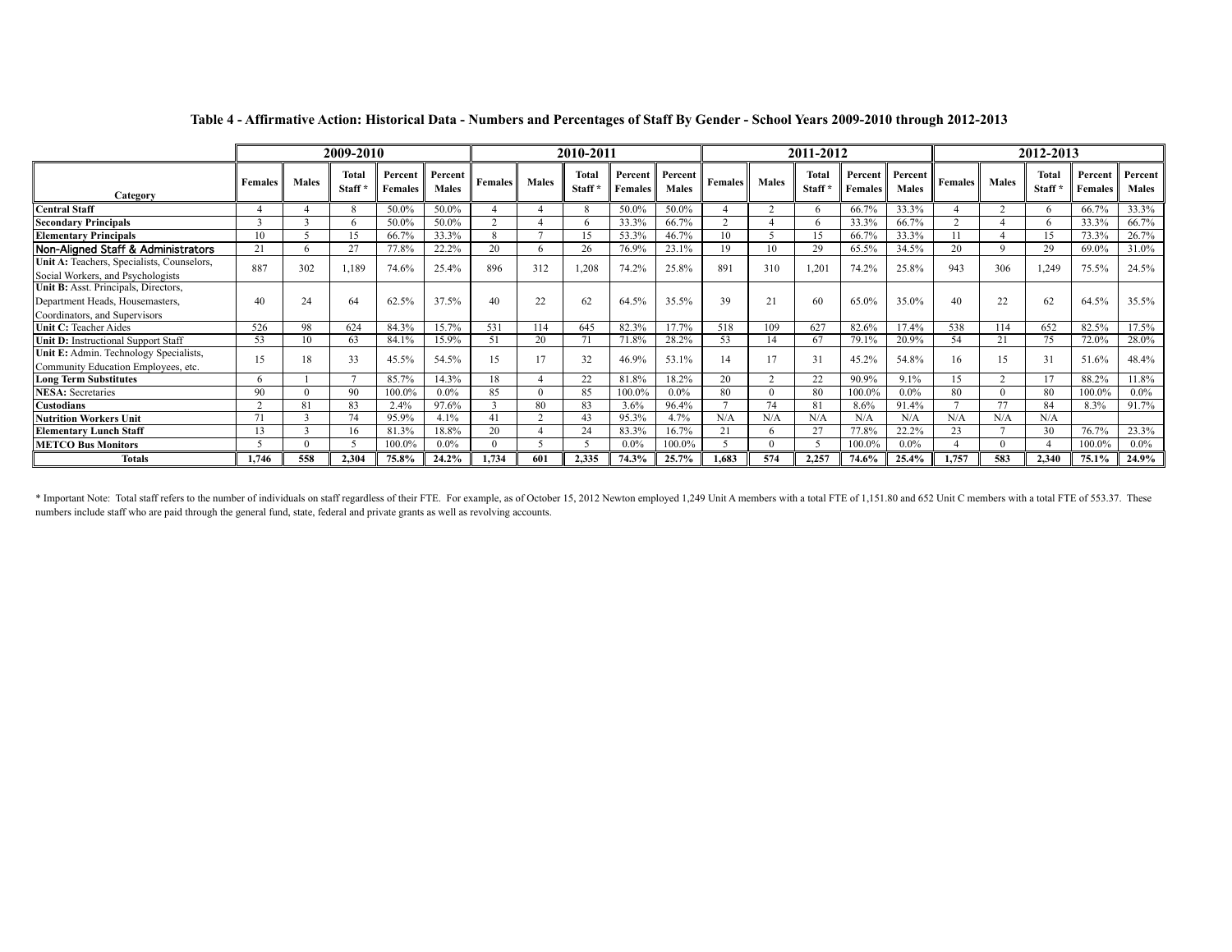## Table 4 - Affirmative Action: Historical Data - Numbers and Percentages of Staff By Gender - School Years 2009-2010 through 2012-2013

| | 2009-2010 | | | | | 2010-2011 | | | | | 2011-2012 | | | | | 2012-2013 | | | | |
|---|---|---|---|---|---|---|---|---|---|---|---|---|---|---|---|---|---|---|---|---|
| **Category** | **Females** | **Males** | **Total Staff \*** | **Percent Females** | **Percent Males** | **Females** | **Males** | **Total Staff \*** | **Percent Females** | **Percent Males** | **Females** | **Males** | **Total Staff \*** | **Percent Females** | **Percent Males** | **Females** | **Males** | **Total Staff \*** | **Percent Females** | **Percent Males** |
| **Central Staff** | 4 | 4 | 8 | 50.0% | 50.0% | 4 | 4 | 8 | 50.0% | 50.0% | 4 | 2 | 6 | 66.7% | 33.3% | 4 | 2 | 6 | 66.7% | 33.3% |
| **Secondary Principals** | 3 | 3 | 6 | 50.0% | 50.0% | 2 | 4 | 6 | 33.3% | 66.7% | 2 | 4 | 6 | 33.3% | 66.7% | 2 | 4 | 6 | 33.3% | 66.7% |
| **Elementary Principals** | 10 | 5 | 15 | 66.7% | 33.3% | 8 | 7 | 15 | 53.3% | 46.7% | 10 | 5 | 15 | 66.7% | 33.3% | 11 | 4 | 15 | 73.3% | 26.7% |
| Non-Aligned Staff & Administrators | 21 | 6 | 27 | 77.8% | 22.2% | 20 | 6 | 26 | 76.9% | 23.1% | 19 | 10 | 29 | 65.5% | 34.5% | 20 | 9 | 29 | 69.0% | 31.0% |
| **Unit A:** Teachers, Specialists, Counselors, Social Workers, and Psychologists | 887 | 302 | 1,189 | 74.6% | 25.4% | 896 | 312 | 1,208 | 74.2% | 25.8% | 891 | 310 | 1,201 | 74.2% | 25.8% | 943 | 306 | 1,249 | 75.5% | 24.5% |
| **Unit B:** Asst. Principals, Directors, Department Heads, Housemasters, Coordinators, and Supervisors | 40 | 24 | 64 | 62.5% | 37.5% | 40 | 22 | 62 | 64.5% | 35.5% | 39 | 21 | 60 | 65.0% | 35.0% | 40 | 22 | 62 | 64.5% | 35.5% |
| **Unit C:** Teacher Aides | 526 | 98 | 624 | 84.3% | 15.7% | 531 | 114 | 645 | 82.3% | 17.7% | 518 | 109 | 627 | 82.6% | 17.4% | 538 | 114 | 652 | 82.5% | 17.5% |
| **Unit D:** Instructional Support Staff | 53 | 10 | 63 | 84.1% | 15.9% | 51 | 20 | 71 | 71.8% | 28.2% | 53 | 14 | 67 | 79.1% | 20.9% | 54 | 21 | 75 | 72.0% | 28.0% |
| **Unit E:** Admin. Technology Specialists, Community Education Employees, etc. | 15 | 18 | 33 | 45.5% | 54.5% | 15 | 17 | 32 | 46.9% | 53.1% | 14 | 17 | 31 | 45.2% | 54.8% | 16 | 15 | 31 | 51.6% | 48.4% |
| **Long Term Substitutes** | 6 | 1 | 7 | 85.7% | 14.3% | 18 | 4 | 22 | 81.8% | 18.2% | 20 | 2 | 22 | 90.9% | 9.1% | 15 | 2 | 17 | 88.2% | 11.8% |
| **NESA:** Secretaries | 90 | 0 | 90 | 100.0% | 0.0% | 85 | 0 | 85 | 100.0% | 0.0% | 80 | 0 | 80 | 100.0% | 0.0% | 80 | 0 | 80 | 100.0% | 0.0% |
| **Custodians** | 2 | 81 | 83 | 2.4% | 97.6% | 3 | 80 | 83 | 3.6% | 96.4% | 7 | 74 | 81 | 8.6% | 91.4% | 7 | 77 | 84 | 8.3% | 91.7% |
| **Nutrition Workers Unit** | 71 | 3 | 74 | 95.9% | 4.1% | 41 | 2 | 43 | 95.3% | 4.7% | N/A | N/A | N/A | N/A | N/A | N/A | N/A | N/A | | |
| **Elementary Lunch Staff** | 13 | 3 | 16 | 81.3% | 18.8% | 20 | 4 | 24 | 83.3% | 16.7% | 21 | 6 | 27 | 77.8% | 22.2% | 23 | 7 | 30 | 76.7% | 23.3% |
| **METCO Bus Monitors** | 5 | 0 | 5 | 100.0% | 0.0% | 0 | 5 | 5 | 0.0% | 100.0% | 5 | 0 | 5 | 100.0% | 0.0% | 4 | 0 | 4 | 100.0% | 0.0% |
| **Totals** | **1,746** | **558** | **2,304** | **75.8%** | **24.2%** | **1,734** | **601** | **2,335** | **74.3%** | **25.7%** | **1,683** | **574** | **2,257** | **74.6%** | **25.4%** | **1,757** | **583** | **2,340** | **75.1%** | **24.9%** |

\* Important Note: Total staff refers to the number of individuals on staff regardless of their FTE. For example, as of October 15, 2012 Newton employed 1,249 Unit A members with a total FTE of 1,151.80 and 652 Unit C members with a total FTE of 553.37. These numbers include staff who are paid through the general fund, state, federal and private grants as well as revolving accounts.